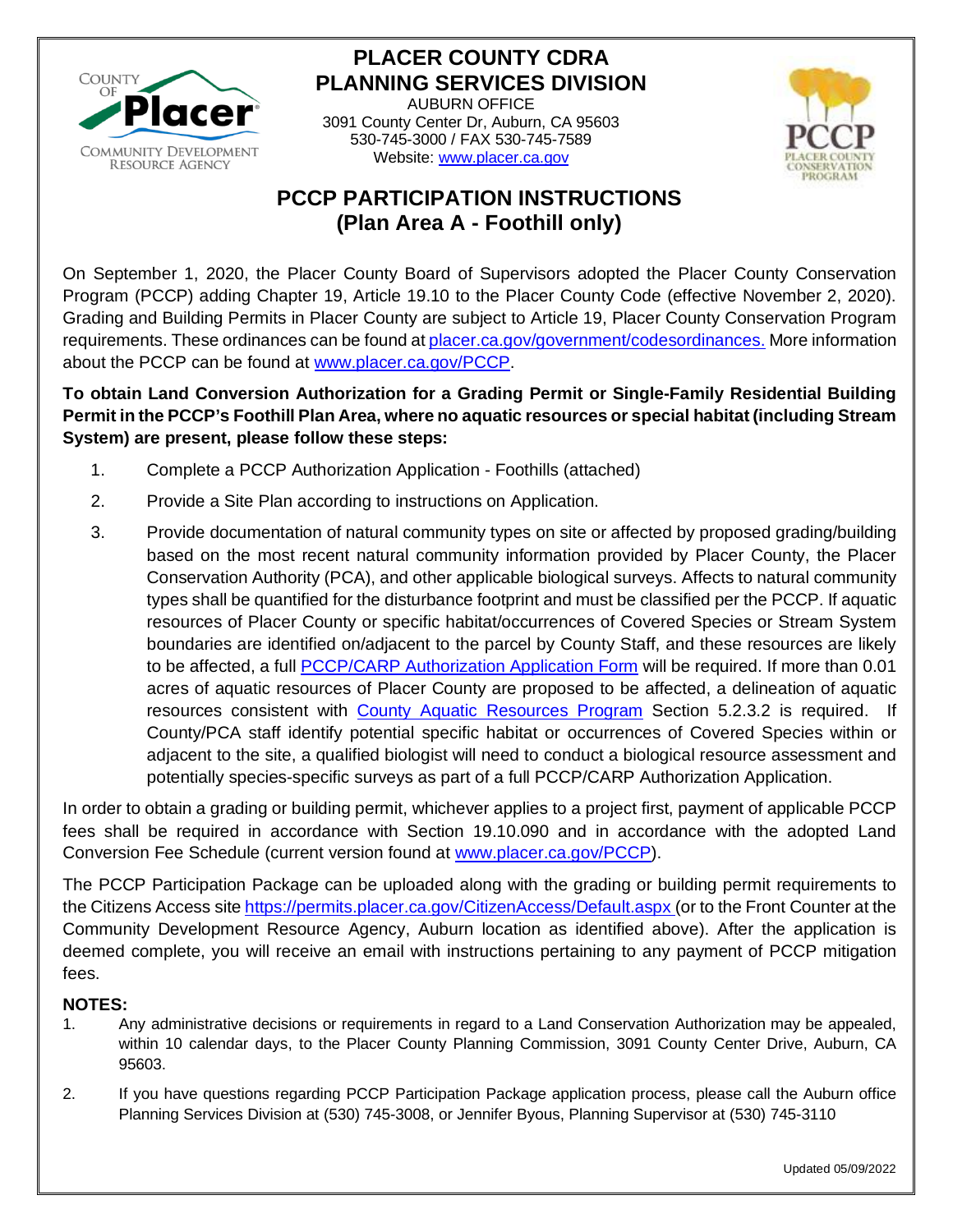# PLACER COUNTY CDRA
# PLANNING SERVICES DIVISION

AUBURN OFFICE
3091 County Center Dr, Auburn, CA 95603
530-745-3000 / FAX 530-745-7589
Website: www.placer.ca.gov

## PCCP PARTICIPATION INSTRUCTIONS
## (Plan Area A - Foothill only)

On September 1, 2020, the Placer County Board of Supervisors adopted the Placer County Conservation Program (PCCP) adding Chapter 19, Article 19.10 to the Placer County Code (effective November 2, 2020). Grading and Building Permits in Placer County are subject to Article 19, Placer County Conservation Program requirements. These ordinances can be found at placer.ca.gov/government/codesordinances. More information about the PCCP can be found at www.placer.ca.gov/PCCP.

**To obtain Land Conversion Authorization for a Grading Permit or Single-Family Residential Building Permit in the PCCP's Foothill Plan Area, where no aquatic resources or special habitat (including Stream System) are present, please follow these steps:**

1. Complete a PCCP Authorization Application - Foothills (attached)
2. Provide a Site Plan according to instructions on Application.
3. Provide documentation of natural community types on site or affected by proposed grading/building based on the most recent natural community information provided by Placer County, the Placer Conservation Authority (PCA), and other applicable biological surveys. Affects to natural community types shall be quantified for the disturbance footprint and must be classified per the PCCP. If aquatic resources of Placer County or specific habitat/occurrences of Covered Species or Stream System boundaries are identified on/adjacent to the parcel by County Staff, and these resources are likely to be affected, a full PCCP/CARP Authorization Application Form will be required. If more than 0.01 acres of aquatic resources of Placer County are proposed to be affected, a delineation of aquatic resources consistent with County Aquatic Resources Program Section 5.2.3.2 is required. If County/PCA staff identify potential specific habitat or occurrences of Covered Species within or adjacent to the site, a qualified biologist will need to conduct a biological resource assessment and potentially species-specific surveys as part of a full PCCP/CARP Authorization Application.

In order to obtain a grading or building permit, whichever applies to a project first, payment of applicable PCCP fees shall be required in accordance with Section 19.10.090 and in accordance with the adopted Land Conversion Fee Schedule (current version found at www.placer.ca.gov/PCCP).

The PCCP Participation Package can be uploaded along with the grading or building permit requirements to the Citizens Access site https://permits.placer.ca.gov/CitizenAccess/Default.aspx (or to the Front Counter at the Community Development Resource Agency, Auburn location as identified above). After the application is deemed complete, you will receive an email with instructions pertaining to any payment of PCCP mitigation fees.

**NOTES:**

1. Any administrative decisions or requirements in regard to a Land Conservation Authorization may be appealed, within 10 calendar days, to the Placer County Planning Commission, 3091 County Center Drive, Auburn, CA 95603.
2. If you have questions regarding PCCP Participation Package application process, please call the Auburn office Planning Services Division at (530) 745-3008, or Jennifer Byous, Planning Supervisor at (530) 745-3110

Updated 05/09/2022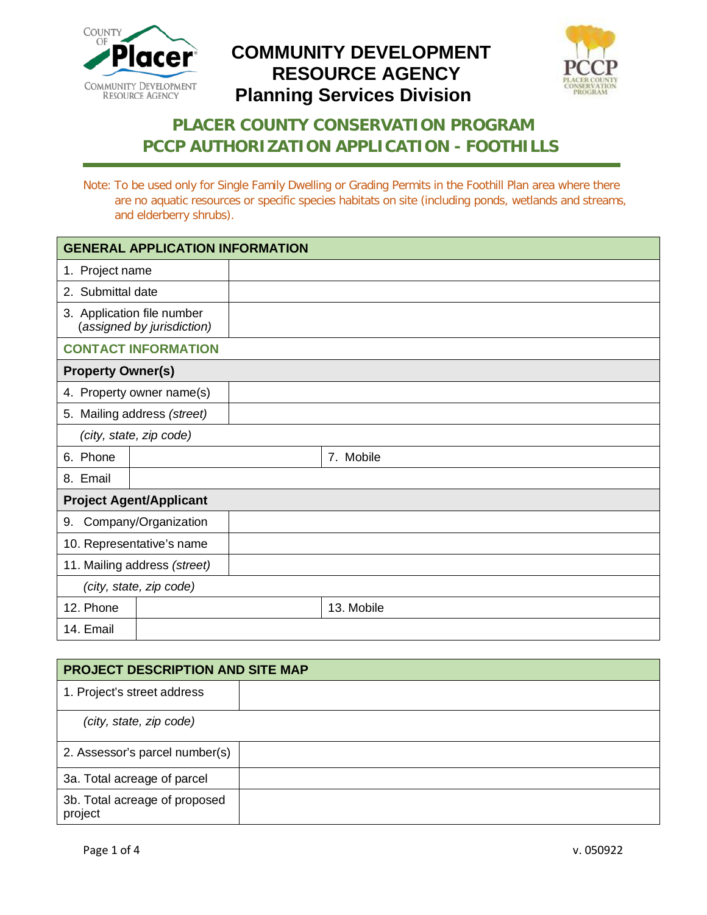# COMMUNITY DEVELOPMENT RESOURCE AGENCY
## Planning Services Division

## PLACER COUNTY CONSERVATION PROGRAM
## PCCP AUTHORIZATION APPLICATION - FOOTHILLS

Note: To be used only for Single Family Dwelling or Grading Permits in the Foothill Plan area where there are no aquatic resources or specific species habitats on site (including ponds, wetlands and streams, and elderberry shrubs).

| **GENERAL APPLICATION INFORMATION** | | | |
|---|---|---|---|
| 1. Project name | | | |
| 2. Submittal date | | | |
| 3. Application file number *(assigned by jurisdiction)* | | | |
| **CONTACT INFORMATION** | | | |
| **Property Owner(s)** | | | |
| 4. Property owner name(s) | | | |
| 5. Mailing address *(street)* | | | |
| *(city, state, zip code)* | | | |
| 6. Phone | | 7. Mobile | |
| 8. Email | | | |
| **Project Agent/Applicant** | | | |
| 9. Company/Organization | | | |
| 10. Representative's name | | | |
| 11. Mailing address *(street)* | | | |
| *(city, state, zip code)* | | | |
| 12. Phone | | 13. Mobile | |
| 14. Email | | | |

| **PROJECT DESCRIPTION AND SITE MAP** | |
|---|---|
| 1. Project's street address | |
| *(city, state, zip code)* | |
| 2. Assessor's parcel number(s) | |
| 3a. Total acreage of parcel | |
| 3b. Total acreage of proposed project | |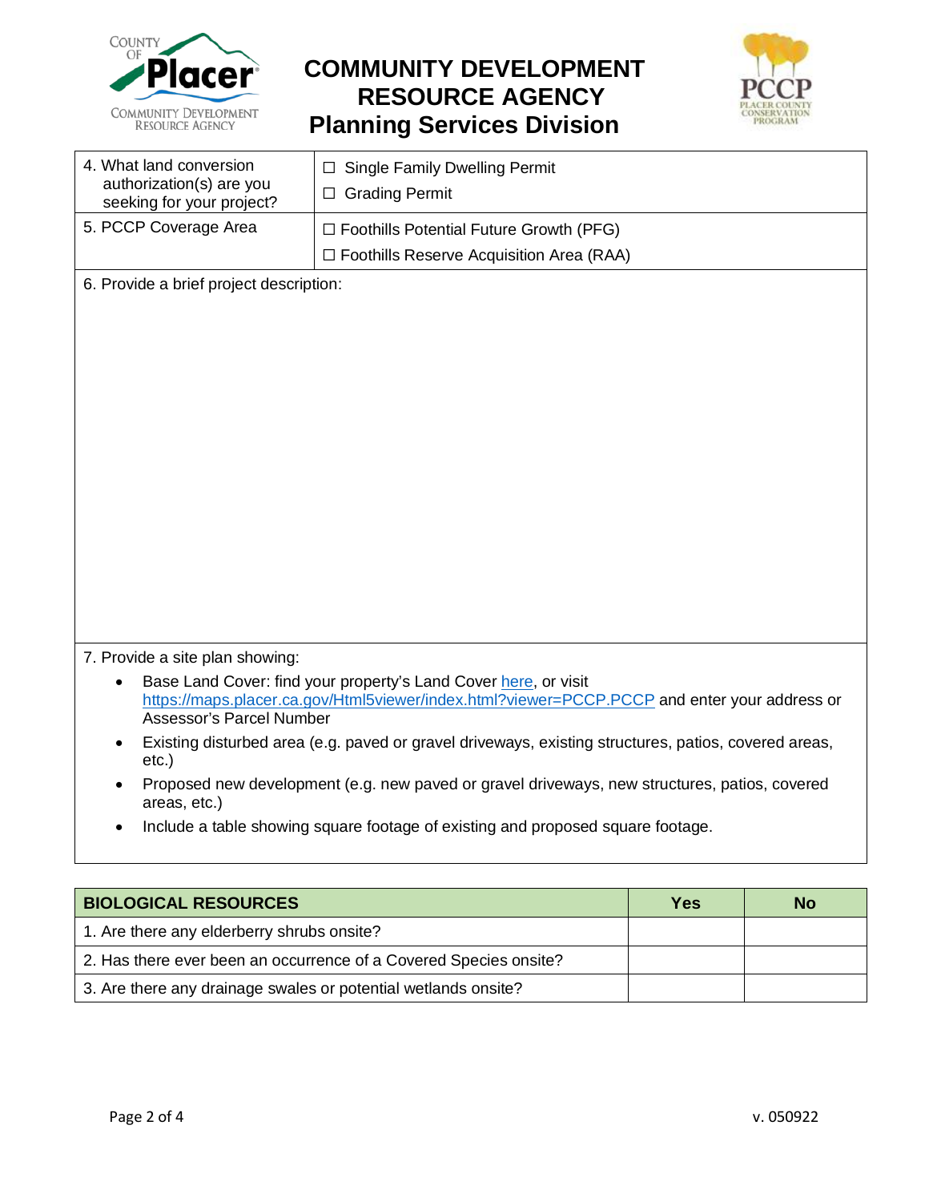# COMMUNITY DEVELOPMENT RESOURCE AGENCY

## Planning Services Division

| 4. What land conversion authorization(s) are you seeking for your project? | ☐ Single Family Dwelling Permit<br>☐ Grading Permit |
|---|---|
| 5. PCCP Coverage Area | ☐ Foothills Potential Future Growth (PFG)<br>☐ Foothills Reserve Acquisition Area (RAA) |

6. Provide a brief project description:

7. Provide a site plan showing:

- Base Land Cover: find your property's Land Cover here, or visit https://maps.placer.ca.gov/Html5viewer/index.html?viewer=PCCP.PCCP and enter your address or Assessor's Parcel Number
- Existing disturbed area (e.g. paved or gravel driveways, existing structures, patios, covered areas, etc.)
- Proposed new development (e.g. new paved or gravel driveways, new structures, patios, covered areas, etc.)
- Include a table showing square footage of existing and proposed square footage.

| BIOLOGICAL RESOURCES | Yes | No |
|---|---|---|
| 1. Are there any elderberry shrubs onsite? | | |
| 2. Has there ever been an occurrence of a Covered Species onsite? | | |
| 3. Are there any drainage swales or potential wetlands onsite? | | |

v. 050922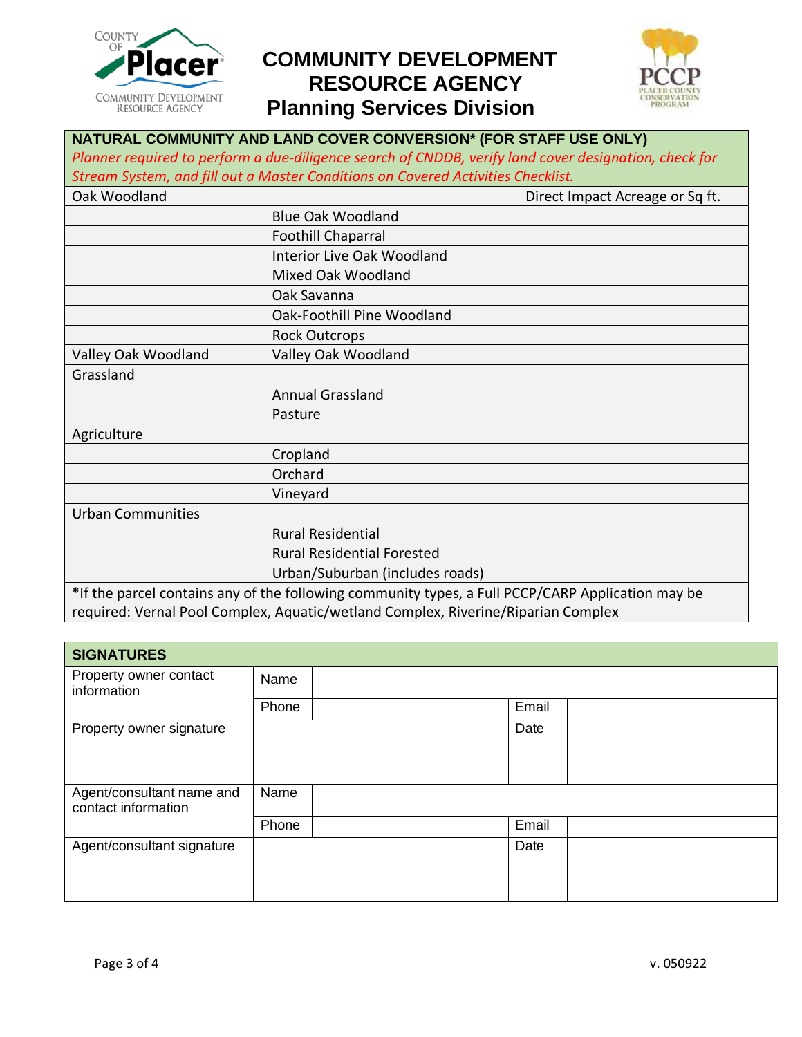# COMMUNITY DEVELOPMENT RESOURCE AGENCY
## Planning Services Division

| NATURAL COMMUNITY AND LAND COVER CONVERSION* (FOR STAFF USE ONLY) | | |
|---|---|---|
| *Planner required to perform a due-diligence search of CNDDB, verify land cover designation, check for Stream System, and fill out a Master Conditions on Covered Activities Checklist.* | | |
| Oak Woodland | | Direct Impact Acreage or Sq ft. |
| | Blue Oak Woodland | |
| | Foothill Chaparral | |
| | Interior Live Oak Woodland | |
| | Mixed Oak Woodland | |
| | Oak Savanna | |
| | Oak-Foothill Pine Woodland | |
| | Rock Outcrops | |
| Valley Oak Woodland | Valley Oak Woodland | |
| Grassland | | |
| | Annual Grassland | |
| | Pasture | |
| Agriculture | | |
| | Cropland | |
| | Orchard | |
| | Vineyard | |
| Urban Communities | | |
| | Rural Residential | |
| | Rural Residential Forested | |
| | Urban/Suburban (includes roads) | |

*If the parcel contains any of the following community types, a Full PCCP/CARP Application may be required: Vernal Pool Complex, Aquatic/wetland Complex, Riverine/Riparian Complex

| SIGNATURES | | | | |
|---|---|---|---|---|
| Property owner contact information | Name | | | |
| | Phone | | Email | |
| Property owner signature | | | Date | |
| Agent/consultant name and contact information | Name | | | |
| | Phone | | Email | |
| Agent/consultant signature | | | Date | |

v. 050922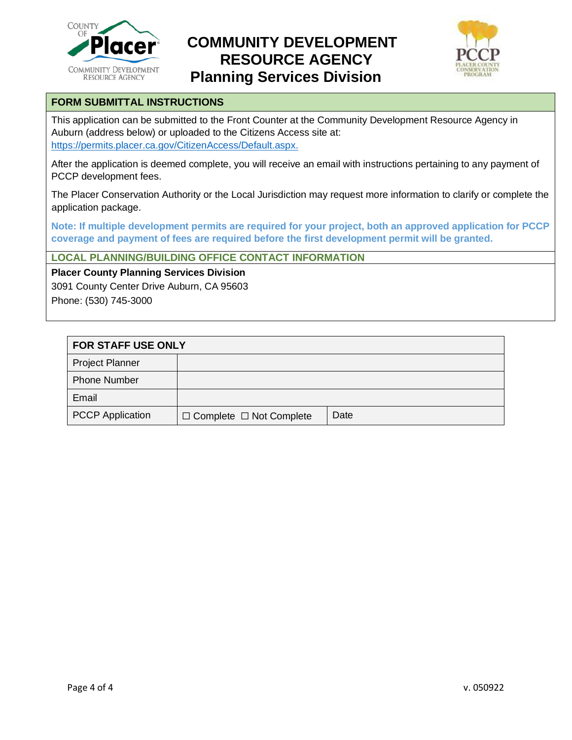# COMMUNITY DEVELOPMENT RESOURCE AGENCY
## Planning Services Division

### FORM SUBMITTAL INSTRUCTIONS

This application can be submitted to the Front Counter at the Community Development Resource Agency in Auburn (address below) or uploaded to the Citizens Access site at: https://permits.placer.ca.gov/CitizenAccess/Default.aspx.

After the application is deemed complete, you will receive an email with instructions pertaining to any payment of PCCP development fees.

The Placer Conservation Authority or the Local Jurisdiction may request more information to clarify or complete the application package.

**Note: If multiple development permits are required for your project, both an approved application for PCCP coverage and payment of fees are required before the first development permit will be granted.**

### LOCAL PLANNING/BUILDING OFFICE CONTACT INFORMATION

**Placer County Planning Services Division**
3091 County Center Drive Auburn, CA 95603
Phone: (530) 745-3000

| FOR STAFF USE ONLY | | |
|---|---|---|
| Project Planner | | |
| Phone Number | | |
| Email | | |
| PCCP Application | ☐ Complete ☐ Not Complete | Date |

v. 050922